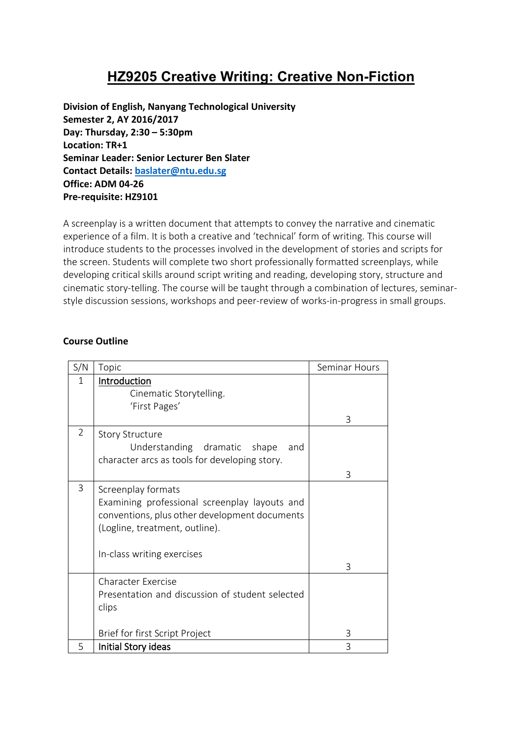# HZ9205 Creative Writing: Creative Non-Fiction

**Division of English, Nanyang Technological University**
**Semester 2, AY 2016/2017**
**Day: Thursday, 2:30 – 5:30pm**
**Location: TR+1**
**Seminar Leader: Senior Lecturer Ben Slater**
**Contact Details: baslater@ntu.edu.sg**
**Office: ADM 04-26**
**Pre-requisite: HZ9101**

A screenplay is a written document that attempts to convey the narrative and cinematic experience of a film. It is both a creative and 'technical' form of writing. This course will introduce students to the processes involved in the development of stories and scripts for the screen. Students will complete two short professionally formatted screenplays, while developing critical skills around script writing and reading, developing story, structure and cinematic story-telling. The course will be taught through a combination of lectures, seminar-style discussion sessions, workshops and peer-review of works-in-progress in small groups.

**Course Outline**

| S/N | Topic | Seminar Hours |
|---|---|---|
| 1 | Introduction<br>Cinematic Storytelling.<br>'First Pages' | 3 |
| 2 | Story Structure<br>Understanding dramatic shape and character arcs as tools for developing story. | 3 |
| 3 | Screenplay formats<br>Examining professional screenplay layouts and conventions, plus other development documents (Logline, treatment, outline).<br><br>In-class writing exercises | 3 |
| | Character Exercise<br>Presentation and discussion of student selected clips<br><br>Brief for first Script Project | 3 |
| 5 | Initial Story ideas | 3 |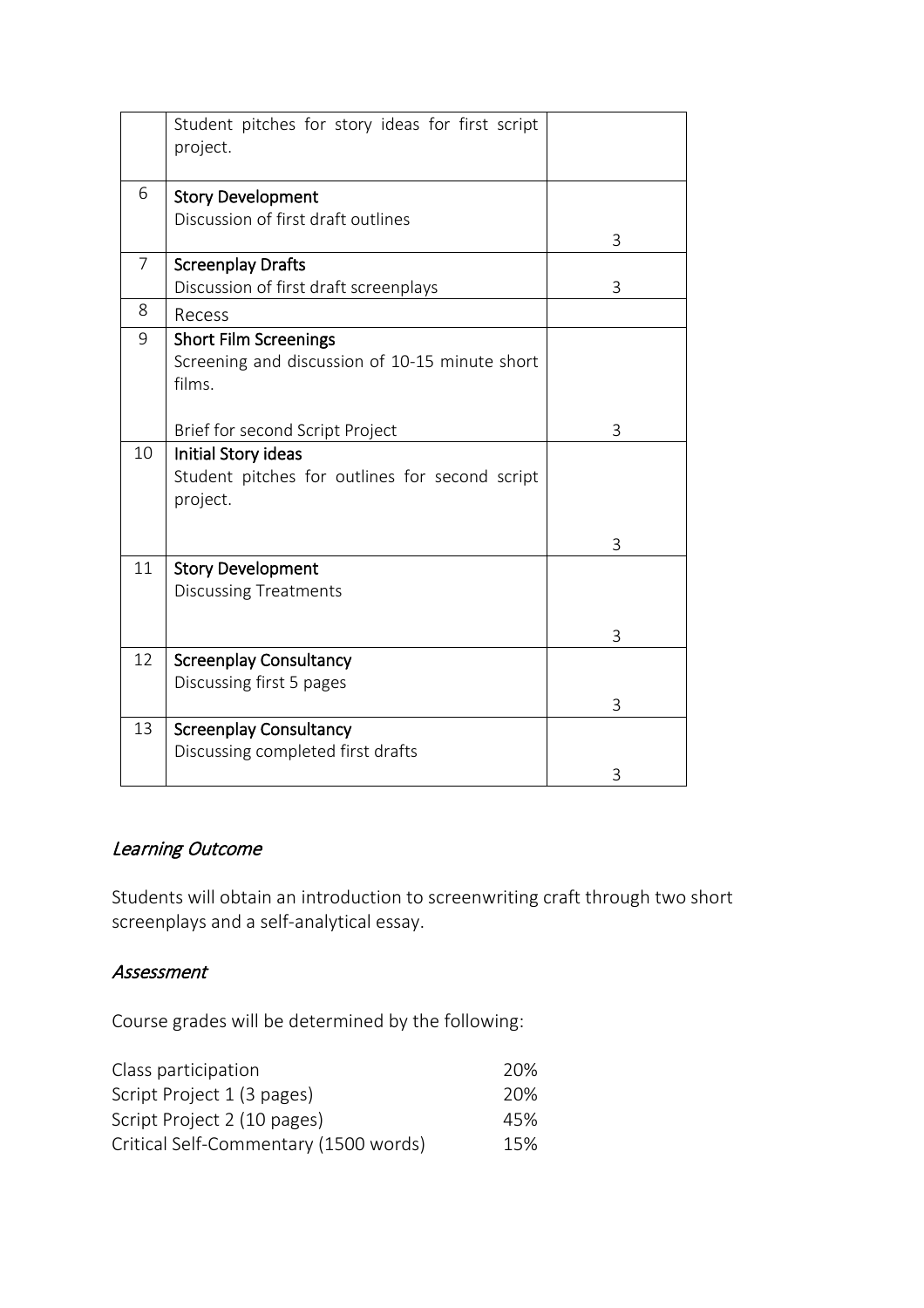| | | |
|---|---|---|
| | Student pitches for story ideas for first script project. | |
| 6 | **Story Development**<br>Discussion of first draft outlines | 3 |
| 7 | **Screenplay Drafts**<br>Discussion of first draft screenplays | 3 |
| 8 | Recess | |
| 9 | **Short Film Screenings**<br>Screening and discussion of 10-15 minute short films.<br><br>Brief for second Script Project | 3 |
| 10 | **Initial Story ideas**<br>Student pitches for outlines for second script project. | 3 |
| 11 | **Story Development**<br>Discussing Treatments | 3 |
| 12 | **Screenplay Consultancy**<br>Discussing first 5 pages | 3 |
| 13 | **Screenplay Consultancy**<br>Discussing completed first drafts | 3 |

### *Learning Outcome*

Students will obtain an introduction to screenwriting craft through two short screenplays and a self-analytical essay.

### *Assessment*

Course grades will be determined by the following:

| | |
|---|---|
| Class participation | 20% |
| Script Project 1 (3 pages) | 20% |
| Script Project 2 (10 pages) | 45% |
| Critical Self-Commentary (1500 words) | 15% |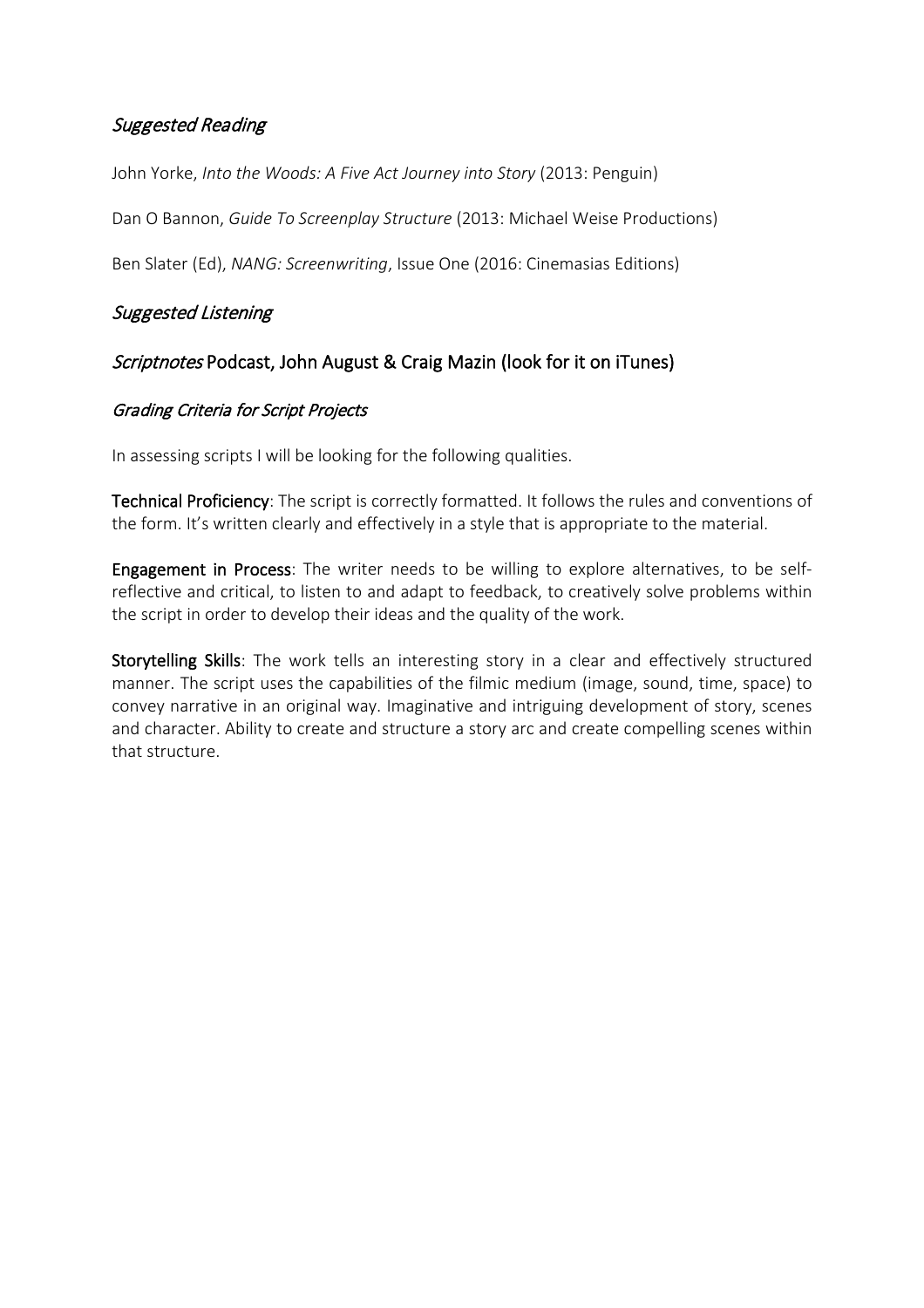## *Suggested Reading*

John Yorke, *Into the Woods: A Five Act Journey into Story* (2013: Penguin)

Dan O Bannon, *Guide To Screenplay Structure* (2013: Michael Weise Productions)

Ben Slater (Ed), *NANG: Screenwriting*, Issue One (2016: Cinemasias Editions)

## *Suggested Listening*

### *Scriptnotes* Podcast, John August & Craig Mazin (look for it on iTunes)

#### *Grading Criteria for Script Projects*

In assessing scripts I will be looking for the following qualities.

**Technical Proficiency**: The script is correctly formatted. It follows the rules and conventions of the form. It's written clearly and effectively in a style that is appropriate to the material.

**Engagement in Process**: The writer needs to be willing to explore alternatives, to be self-reflective and critical, to listen to and adapt to feedback, to creatively solve problems within the script in order to develop their ideas and the quality of the work.

**Storytelling Skills**: The work tells an interesting story in a clear and effectively structured manner. The script uses the capabilities of the filmic medium (image, sound, time, space) to convey narrative in an original way. Imaginative and intriguing development of story, scenes and character. Ability to create and structure a story arc and create compelling scenes within that structure.